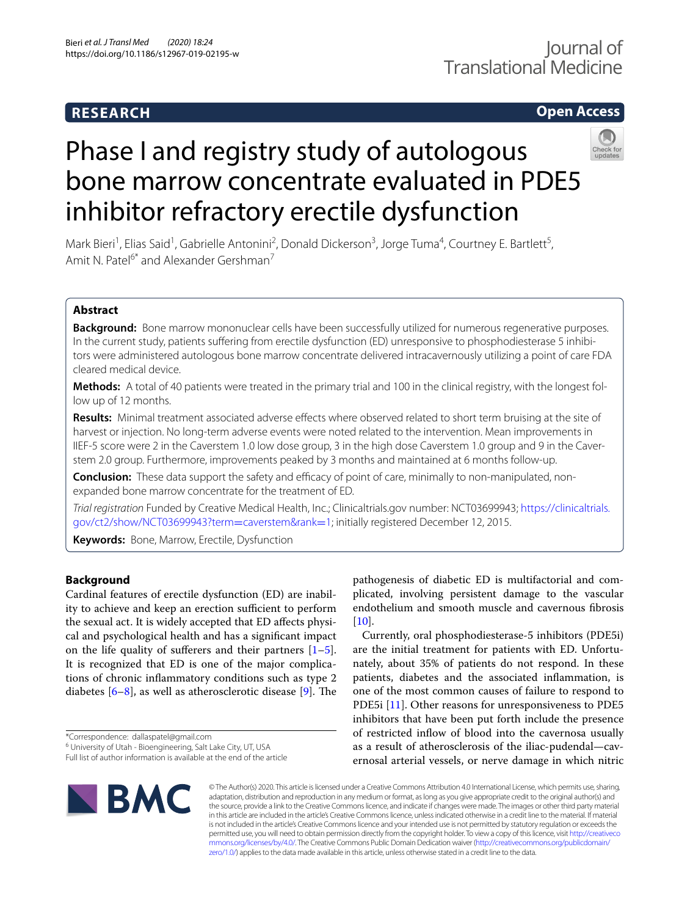# Phase I and registry study of autologous bone marrow concentrate evaluated in PDE5 inhibitor refractory erectile dysfunction

Mark Bieri[1], Elias Said[1], Gabrielle Antonini[2], Donald Dickerson[3], Jorge Tuma[4], Courtney E. Bartlett[5], Amit N. Patel[6*] and Alexander Gershman[7]

## Abstract

**Background:** Bone marrow mononuclear cells have been successfully utilized for numerous regenerative purposes. In the current study, patients suffering from erectile dysfunction (ED) unresponsive to phosphodiesterase 5 inhibitors were administered autologous bone marrow concentrate delivered intracavernously utilizing a point of care FDA cleared medical device.

**Methods:** A total of 40 patients were treated in the primary trial and 100 in the clinical registry, with the longest follow up of 12 months.

**Results:** Minimal treatment associated adverse effects where observed related to short term bruising at the site of harvest or injection. No long-term adverse events were noted related to the intervention. Mean improvements in IIEF-5 score were 2 in the Caverstem 1.0 low dose group, 3 in the high dose Caverstem 1.0 group and 9 in the Caverstem 2.0 group. Furthermore, improvements peaked by 3 months and maintained at 6 months follow-up.

**Conclusion:** These data support the safety and efficacy of point of care, minimally to non-manipulated, non-expanded bone marrow concentrate for the treatment of ED.

*Trial registration* Funded by Creative Medical Health, Inc.; Clinicaltrials.gov number: NCT03699943; https://clinicaltrials.gov/ct2/show/NCT03699943?term=caverstem&rank=1; initially registered December 12, 2015.

**Keywords:** Bone, Marrow, Erectile, Dysfunction

## Background

Cardinal features of erectile dysfunction (ED) are inability to achieve and keep an erection sufficient to perform the sexual act. It is widely accepted that ED affects physical and psychological health and has a significant impact on the life quality of sufferers and their partners [1–5]. It is recognized that ED is one of the major complications of chronic inflammatory conditions such as type 2 diabetes [6–8], as well as atherosclerotic disease [9]. The pathogenesis of diabetic ED is multifactorial and complicated, involving persistent damage to the vascular endothelium and smooth muscle and cavernous fibrosis [10].

Currently, oral phosphodiesterase-5 inhibitors (PDE5i) are the initial treatment for patients with ED. Unfortunately, about 35% of patients do not respond. In these patients, diabetes and the associated inflammation, is one of the most common causes of failure to respond to PDE5i [11]. Other reasons for unresponsiveness to PDE5 inhibitors that have been put forth include the presence of restricted inflow of blood into the cavernosa usually as a result of atherosclerosis of the iliac-pudendal—cavernosal arterial vessels, or nerve damage in which nitric

*Correspondence: dallaspatel@gmail.com
[6] University of Utah - Bioengineering, Salt Lake City, UT, USA
Full list of author information is available at the end of the article

© The Author(s) 2020. This article is licensed under a Creative Commons Attribution 4.0 International License, which permits use, sharing, adaptation, distribution and reproduction in any medium or format, as long as you give appropriate credit to the original author(s) and the source, provide a link to the Creative Commons licence, and indicate if changes were made. The images or other third party material in this article are included in the article's Creative Commons licence, unless indicated otherwise in a credit line to the material. If material is not included in the article's Creative Commons licence and your intended use is not permitted by statutory regulation or exceeds the permitted use, you will need to obtain permission directly from the copyright holder. To view a copy of this licence, visit http://creativecommons.org/licenses/by/4.0/. The Creative Commons Public Domain Dedication waiver (http://creativecommons.org/publicdomain/zero/1.0/) applies to the data made available in this article, unless otherwise stated in a credit line to the data.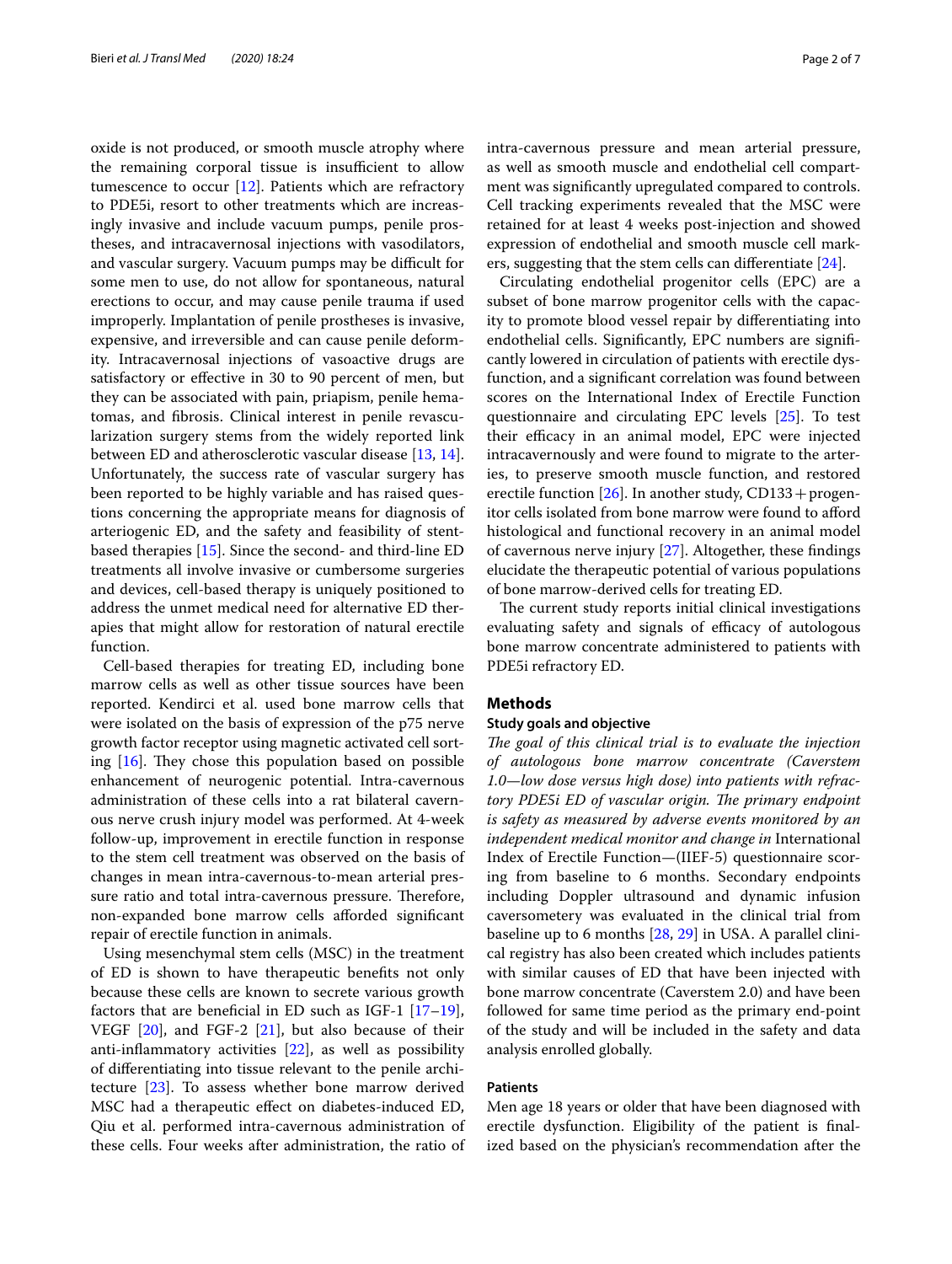oxide is not produced, or smooth muscle atrophy where the remaining corporal tissue is insufficient to allow tumescence to occur [12]. Patients which are refractory to PDE5i, resort to other treatments which are increasingly invasive and include vacuum pumps, penile prostheses, and intracavernosal injections with vasodilators, and vascular surgery. Vacuum pumps may be difficult for some men to use, do not allow for spontaneous, natural erections to occur, and may cause penile trauma if used improperly. Implantation of penile prostheses is invasive, expensive, and irreversible and can cause penile deformity. Intracavernosal injections of vasoactive drugs are satisfactory or effective in 30 to 90 percent of men, but they can be associated with pain, priapism, penile hematomas, and fibrosis. Clinical interest in penile revascularization surgery stems from the widely reported link between ED and atherosclerotic vascular disease [13, 14]. Unfortunately, the success rate of vascular surgery has been reported to be highly variable and has raised questions concerning the appropriate means for diagnosis of arteriogenic ED, and the safety and feasibility of stent-based therapies [15]. Since the second- and third-line ED treatments all involve invasive or cumbersome surgeries and devices, cell-based therapy is uniquely positioned to address the unmet medical need for alternative ED therapies that might allow for restoration of natural erectile function.

Cell-based therapies for treating ED, including bone marrow cells as well as other tissue sources have been reported. Kendirci et al. used bone marrow cells that were isolated on the basis of expression of the p75 nerve growth factor receptor using magnetic activated cell sorting [16]. They chose this population based on possible enhancement of neurogenic potential. Intra-cavernous administration of these cells into a rat bilateral cavernous nerve crush injury model was performed. At 4-week follow-up, improvement in erectile function in response to the stem cell treatment was observed on the basis of changes in mean intra-cavernous-to-mean arterial pressure ratio and total intra-cavernous pressure. Therefore, non-expanded bone marrow cells afforded significant repair of erectile function in animals.

Using mesenchymal stem cells (MSC) in the treatment of ED is shown to have therapeutic benefits not only because these cells are known to secrete various growth factors that are beneficial in ED such as IGF-1 [17–19], VEGF [20], and FGF-2 [21], but also because of their anti-inflammatory activities [22], as well as possibility of differentiating into tissue relevant to the penile architecture [23]. To assess whether bone marrow derived MSC had a therapeutic effect on diabetes-induced ED, Qiu et al. performed intra-cavernous administration of these cells. Four weeks after administration, the ratio of intra-cavernous pressure and mean arterial pressure, as well as smooth muscle and endothelial cell compartment was significantly upregulated compared to controls. Cell tracking experiments revealed that the MSC were retained for at least 4 weeks post-injection and showed expression of endothelial and smooth muscle cell markers, suggesting that the stem cells can differentiate [24].

Circulating endothelial progenitor cells (EPC) are a subset of bone marrow progenitor cells with the capacity to promote blood vessel repair by differentiating into endothelial cells. Significantly, EPC numbers are significantly lowered in circulation of patients with erectile dysfunction, and a significant correlation was found between scores on the International Index of Erectile Function questionnaire and circulating EPC levels [25]. To test their efficacy in an animal model, EPC were injected intracavernously and were found to migrate to the arteries, to preserve smooth muscle function, and restored erectile function [26]. In another study, CD133+progenitor cells isolated from bone marrow were found to afford histological and functional recovery in an animal model of cavernous nerve injury [27]. Altogether, these findings elucidate the therapeutic potential of various populations of bone marrow-derived cells for treating ED.

The current study reports initial clinical investigations evaluating safety and signals of efficacy of autologous bone marrow concentrate administered to patients with PDE5i refractory ED.

## Methods

### Study goals and objective

*The goal of this clinical trial is to evaluate the injection of autologous bone marrow concentrate (Caverstem 1.0—low dose versus high dose) into patients with refractory PDE5i ED of vascular origin. The primary endpoint is safety as measured by adverse events monitored by an independent medical monitor and change in* International Index of Erectile Function—(IIEF-5) questionnaire scoring from baseline to 6 months. Secondary endpoints including Doppler ultrasound and dynamic infusion caversometery was evaluated in the clinical trial from baseline up to 6 months [28, 29] in USA. A parallel clinical registry has also been created which includes patients with similar causes of ED that have been injected with bone marrow concentrate (Caverstem 2.0) and have been followed for same time period as the primary end-point of the study and will be included in the safety and data analysis enrolled globally.

### Patients

Men age 18 years or older that have been diagnosed with erectile dysfunction. Eligibility of the patient is finalized based on the physician's recommendation after the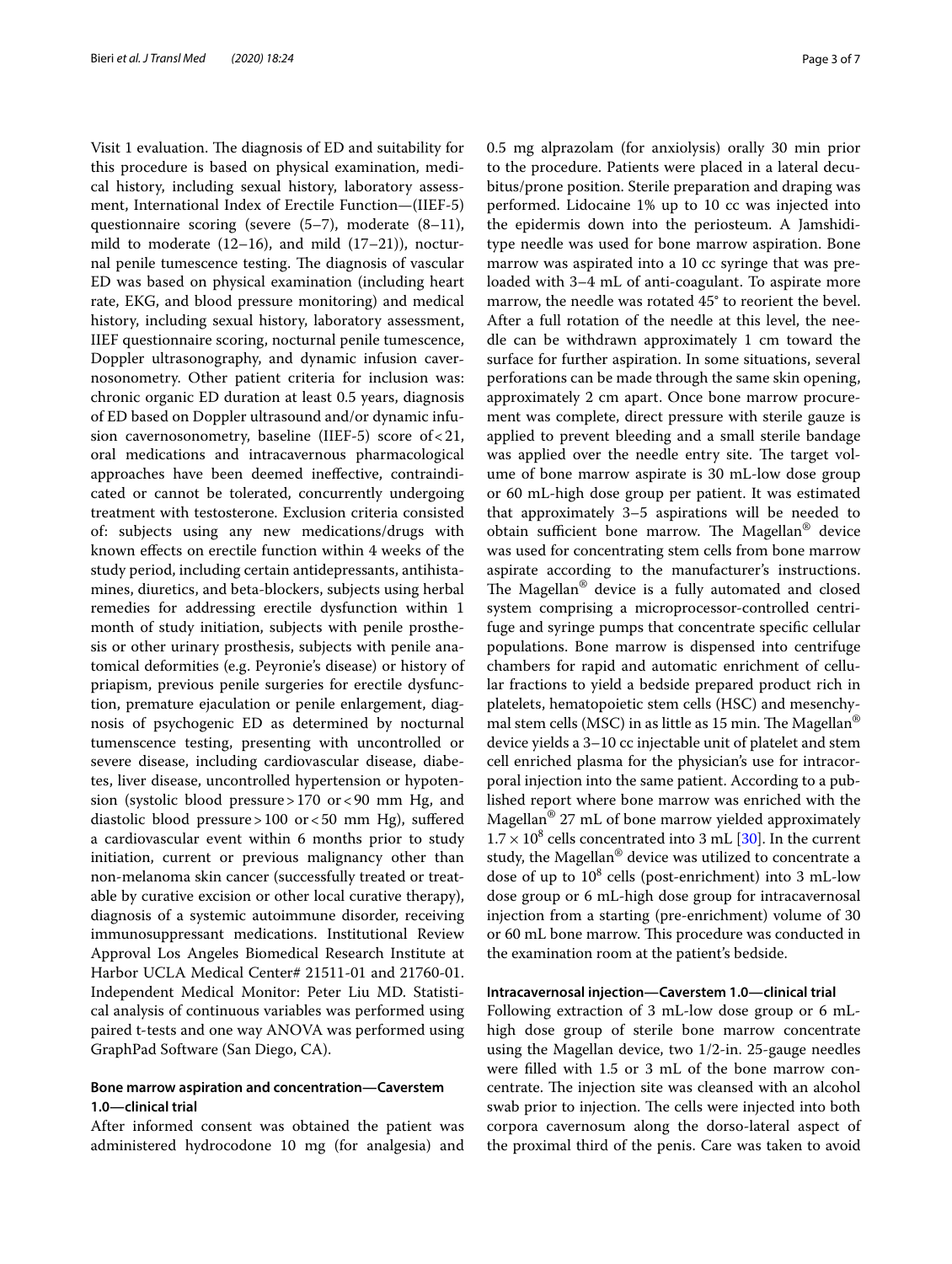Visit 1 evaluation. The diagnosis of ED and suitability for this procedure is based on physical examination, medical history, including sexual history, laboratory assessment, International Index of Erectile Function—(IIEF-5) questionnaire scoring (severe (5–7), moderate (8–11), mild to moderate (12–16), and mild (17–21)), nocturnal penile tumescence testing. The diagnosis of vascular ED was based on physical examination (including heart rate, EKG, and blood pressure monitoring) and medical history, including sexual history, laboratory assessment, IIEF questionnaire scoring, nocturnal penile tumescence, Doppler ultrasonography, and dynamic infusion cavernosonometry. Other patient criteria for inclusion was: chronic organic ED duration at least 0.5 years, diagnosis of ED based on Doppler ultrasound and/or dynamic infusion cavernosonometry, baseline (IIEF-5) score of < 21, oral medications and intracavernous pharmacological approaches have been deemed ineffective, contraindicated or cannot be tolerated, concurrently undergoing treatment with testosterone. Exclusion criteria consisted of: subjects using any new medications/drugs with known effects on erectile function within 4 weeks of the study period, including certain antidepressants, antihistamines, diuretics, and beta-blockers, subjects using herbal remedies for addressing erectile dysfunction within 1 month of study initiation, subjects with penile prosthesis or other urinary prosthesis, subjects with penile anatomical deformities (e.g. Peyronie's disease) or history of priapism, previous penile surgeries for erectile dysfunction, premature ejaculation or penile enlargement, diagnosis of psychogenic ED as determined by nocturnal tumenscence testing, presenting with uncontrolled or severe disease, including cardiovascular disease, diabetes, liver disease, uncontrolled hypertension or hypotension (systolic blood pressure > 170 or < 90 mm Hg, and diastolic blood pressure > 100 or < 50 mm Hg), suffered a cardiovascular event within 6 months prior to study initiation, current or previous malignancy other than non-melanoma skin cancer (successfully treated or treatable by curative excision or other local curative therapy), diagnosis of a systemic autoimmune disorder, receiving immunosuppressant medications. Institutional Review Approval Los Angeles Biomedical Research Institute at Harbor UCLA Medical Center# 21511-01 and 21760-01. Independent Medical Monitor: Peter Liu MD. Statistical analysis of continuous variables was performed using paired t-tests and one way ANOVA was performed using GraphPad Software (San Diego, CA).

### Bone marrow aspiration and concentration—Caverstem 1.0—clinical trial

After informed consent was obtained the patient was administered hydrocodone 10 mg (for analgesia) and 0.5 mg alprazolam (for anxiolysis) orally 30 min prior to the procedure. Patients were placed in a lateral decubitus/prone position. Sterile preparation and draping was performed. Lidocaine 1% up to 10 cc was injected into the epidermis down into the periosteum. A Jamshidi-type needle was used for bone marrow aspiration. Bone marrow was aspirated into a 10 cc syringe that was preloaded with 3–4 mL of anti-coagulant. To aspirate more marrow, the needle was rotated 45° to reorient the bevel. After a full rotation of the needle at this level, the needle can be withdrawn approximately 1 cm toward the surface for further aspiration. In some situations, several perforations can be made through the same skin opening, approximately 2 cm apart. Once bone marrow procurement was complete, direct pressure with sterile gauze is applied to prevent bleeding and a small sterile bandage was applied over the needle entry site. The target volume of bone marrow aspirate is 30 mL-low dose group or 60 mL-high dose group per patient. It was estimated that approximately 3–5 aspirations will be needed to obtain sufficient bone marrow. The Magellan® device was used for concentrating stem cells from bone marrow aspirate according to the manufacturer's instructions. The Magellan® device is a fully automated and closed system comprising a microprocessor-controlled centrifuge and syringe pumps that concentrate specific cellular populations. Bone marrow is dispensed into centrifuge chambers for rapid and automatic enrichment of cellular fractions to yield a bedside prepared product rich in platelets, hematopoietic stem cells (HSC) and mesenchymal stem cells (MSC) in as little as 15 min. The Magellan® device yields a 3–10 cc injectable unit of platelet and stem cell enriched plasma for the physician's use for intracorporal injection into the same patient. According to a published report where bone marrow was enriched with the Magellan® 27 mL of bone marrow yielded approximately $1.7 \times 10^8$ cells concentrated into 3 mL [30]. In the current study, the Magellan® device was utilized to concentrate a dose of up to $10^8$ cells (post-enrichment) into 3 mL-low dose group or 6 mL-high dose group for intracavernosal injection from a starting (pre-enrichment) volume of 30 or 60 mL bone marrow. This procedure was conducted in the examination room at the patient's bedside.

### Intracavernosal injection—Caverstem 1.0—clinical trial

Following extraction of 3 mL-low dose group or 6 mL-high dose group of sterile bone marrow concentrate using the Magellan device, two 1/2-in. 25-gauge needles were filled with 1.5 or 3 mL of the bone marrow concentrate. The injection site was cleansed with an alcohol swab prior to injection. The cells were injected into both corpora cavernosum along the dorso-lateral aspect of the proximal third of the penis. Care was taken to avoid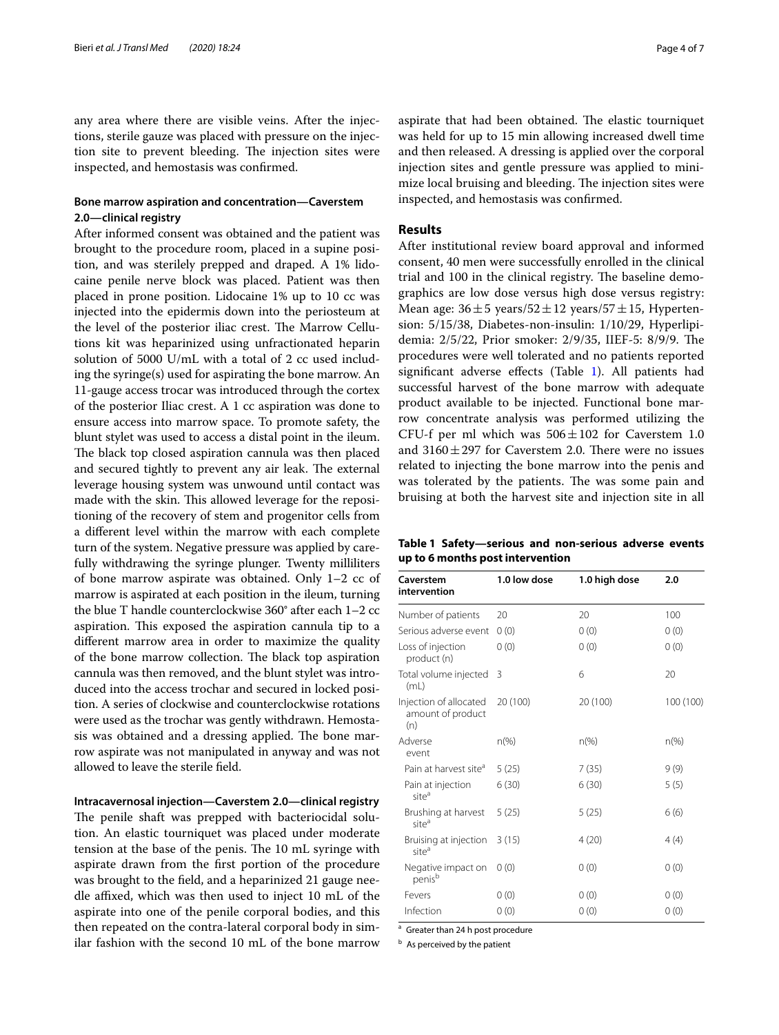any area where there are visible veins. After the injections, sterile gauze was placed with pressure on the injection site to prevent bleeding. The injection sites were inspected, and hemostasis was confirmed.

### Bone marrow aspiration and concentration—Caverstem 2.0—clinical registry

After informed consent was obtained and the patient was brought to the procedure room, placed in a supine position, and was sterilely prepped and draped. A 1% lidocaine penile nerve block was placed. Patient was then placed in prone position. Lidocaine 1% up to 10 cc was injected into the epidermis down into the periosteum at the level of the posterior iliac crest. The Marrow Cellutions kit was heparinized using unfractionated heparin solution of 5000 U/mL with a total of 2 cc used including the syringe(s) used for aspirating the bone marrow. An 11-gauge access trocar was introduced through the cortex of the posterior Iliac crest. A 1 cc aspiration was done to ensure access into marrow space. To promote safety, the blunt stylet was used to access a distal point in the ileum. The black top closed aspiration cannula was then placed and secured tightly to prevent any air leak. The external leverage housing system was unwound until contact was made with the skin. This allowed leverage for the repositioning of the recovery of stem and progenitor cells from a different level within the marrow with each complete turn of the system. Negative pressure was applied by carefully withdrawing the syringe plunger. Twenty milliliters of bone marrow aspirate was obtained. Only 1–2 cc of marrow is aspirated at each position in the ileum, turning the blue T handle counterclockwise 360° after each 1–2 cc aspiration. This exposed the aspiration cannula tip to a different marrow area in order to maximize the quality of the bone marrow collection. The black top aspiration cannula was then removed, and the blunt stylet was introduced into the access trochar and secured in locked position. A series of clockwise and counterclockwise rotations were used as the trochar was gently withdrawn. Hemostasis was obtained and a dressing applied. The bone marrow aspirate was not manipulated in anyway and was not allowed to leave the sterile field.

### Intracavernosal injection—Caverstem 2.0—clinical registry

The penile shaft was prepped with bacteriocidal solution. An elastic tourniquet was placed under moderate tension at the base of the penis. The 10 mL syringe with aspirate drawn from the first portion of the procedure was brought to the field, and a heparinized 21 gauge needle affixed, which was then used to inject 10 mL of the aspirate into one of the penile corporal bodies, and this then repeated on the contra-lateral corporal body in similar fashion with the second 10 mL of the bone marrow aspirate that had been obtained. The elastic tourniquet was held for up to 15 min allowing increased dwell time and then released. A dressing is applied over the corporal injection sites and gentle pressure was applied to minimize local bruising and bleeding. The injection sites were inspected, and hemostasis was confirmed.

## Results

After institutional review board approval and informed consent, 40 men were successfully enrolled in the clinical trial and 100 in the clinical registry. The baseline demographics are low dose versus high dose versus registry: Mean age: $36 \pm 5$ years/$52 \pm 12$ years/$57 \pm 15$, Hypertension: 5/15/38, Diabetes-non-insulin: 1/10/29, Hyperlipidemia: 2/5/22, Prior smoker: 2/9/35, IIEF-5: 8/9/9. The procedures were well tolerated and no patients reported significant adverse effects (Table 1). All patients had successful harvest of the bone marrow with adequate product available to be injected. Functional bone marrow concentrate analysis was performed utilizing the CFU-f per ml which was $506 \pm 102$ for Caverstem 1.0 and $3160 \pm 297$ for Caverstem 2.0. There were no issues related to injecting the bone marrow into the penis and was tolerated by the patients. The was some pain and bruising at both the harvest site and injection site in all

**Table 1 Safety—serious and non-serious adverse events up to 6 months post intervention**

| Caverstem intervention | 1.0 low dose | 1.0 high dose | 2.0 |
|---|---|---|---|
| Number of patients | 20 | 20 | 100 |
| Serious adverse event | 0 (0) | 0 (0) | 0 (0) |
| Loss of injection product (n) | 0 (0) | 0 (0) | 0 (0) |
| Total volume injected (mL) | 3 | 6 | 20 |
| Injection of allocated amount of product (n) | 20 (100) | 20 (100) | 100 (100) |
| Adverse event | n(%) | n(%) | n(%) |
| Pain at harvest site[a] | 5 (25) | 7 (35) | 9 (9) |
| Pain at injection site[a] | 6 (30) | 6 (30) | 5 (5) |
| Brushing at harvest site[a] | 5 (25) | 5 (25) | 6 (6) |
| Bruising at injection site[a] | 3 (15) | 4 (20) | 4 (4) |
| Negative impact on penis[b] | 0 (0) | 0 (0) | 0 (0) |
| Fevers | 0 (0) | 0 (0) | 0 (0) |
| Infection | 0 (0) | 0 (0) | 0 (0) |

[a] Greater than 24 h post procedure

[b] As perceived by the patient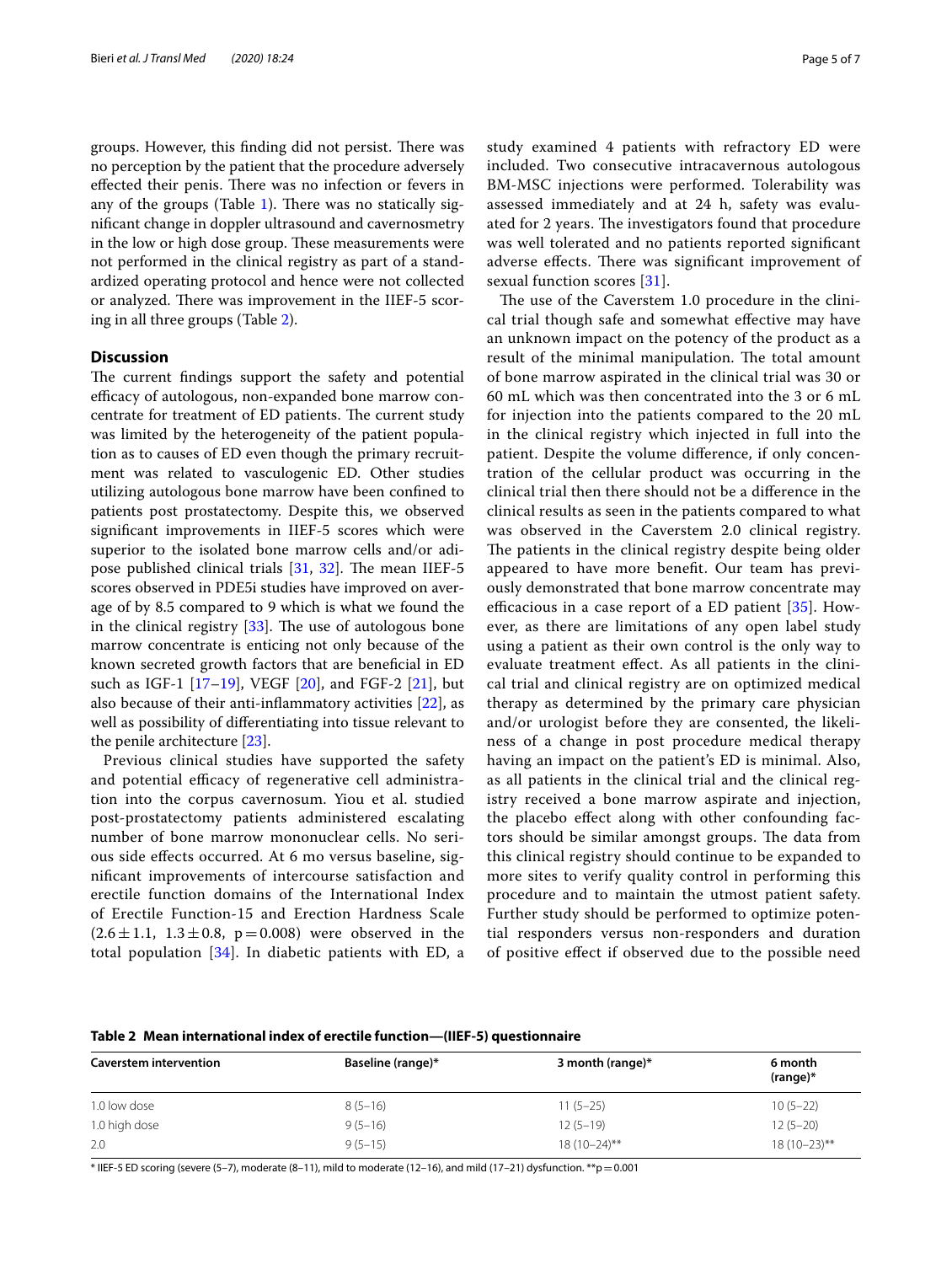groups. However, this finding did not persist. There was no perception by the patient that the procedure adversely effected their penis. There was no infection or fevers in any of the groups (Table 1). There was no statically significant change in doppler ultrasound and cavernosmetry in the low or high dose group. These measurements were not performed in the clinical registry as part of a standardized operating protocol and hence were not collected or analyzed. There was improvement in the IIEF-5 scoring in all three groups (Table 2).

## Discussion

The current findings support the safety and potential efficacy of autologous, non-expanded bone marrow concentrate for treatment of ED patients. The current study was limited by the heterogeneity of the patient population as to causes of ED even though the primary recruitment was related to vasculogenic ED. Other studies utilizing autologous bone marrow have been confined to patients post prostatectomy. Despite this, we observed significant improvements in IIEF-5 scores which were superior to the isolated bone marrow cells and/or adipose published clinical trials [31, 32]. The mean IIEF-5 scores observed in PDE5i studies have improved on average of by 8.5 compared to 9 which is what we found the in the clinical registry [33]. The use of autologous bone marrow concentrate is enticing not only because of the known secreted growth factors that are beneficial in ED such as IGF-1 [17–19], VEGF [20], and FGF-2 [21], but also because of their anti-inflammatory activities [22], as well as possibility of differentiating into tissue relevant to the penile architecture [23].

Previous clinical studies have supported the safety and potential efficacy of regenerative cell administration into the corpus cavernosum. Yiou et al. studied post-prostatectomy patients administered escalating number of bone marrow mononuclear cells. No serious side effects occurred. At 6 mo versus baseline, significant improvements of intercourse satisfaction and erectile function domains of the International Index of Erectile Function-15 and Erection Hardness Scale ($2.6 \pm 1.1$, $1.3 \pm 0.8$, $p = 0.008$) were observed in the total population [34]. In diabetic patients with ED, a study examined 4 patients with refractory ED were included. Two consecutive intracavernous autologous BM-MSC injections were performed. Tolerability was assessed immediately and at 24 h, safety was evaluated for 2 years. The investigators found that procedure was well tolerated and no patients reported significant adverse effects. There was significant improvement of sexual function scores [31].

The use of the Caverstem 1.0 procedure in the clinical trial though safe and somewhat effective may have an unknown impact on the potency of the product as a result of the minimal manipulation. The total amount of bone marrow aspirated in the clinical trial was 30 or 60 mL which was then concentrated into the 3 or 6 mL for injection into the patients compared to the 20 mL in the clinical registry which injected in full into the patient. Despite the volume difference, if only concentration of the cellular product was occurring in the clinical trial then there should not be a difference in the clinical results as seen in the patients compared to what was observed in the Caverstem 2.0 clinical registry. The patients in the clinical registry despite being older appeared to have more benefit. Our team has previously demonstrated that bone marrow concentrate may efficacious in a case report of a ED patient [35]. However, as there are limitations of any open label study using a patient as their own control is the only way to evaluate treatment effect. As all patients in the clinical trial and clinical registry are on optimized medical therapy as determined by the primary care physician and/or urologist before they are consented, the likeliness of a change in post procedure medical therapy having an impact on the patient's ED is minimal. Also, as all patients in the clinical trial and the clinical registry received a bone marrow aspirate and injection, the placebo effect along with other confounding factors should be similar amongst groups. The data from this clinical registry should continue to be expanded to more sites to verify quality control in performing this procedure and to maintain the utmost patient safety. Further study should be performed to optimize potential responders versus non-responders and duration of positive effect if observed due to the possible need

**Table 2 Mean international index of erectile function—(IIEF-5) questionnaire**

| Caverstem intervention | Baseline (range)* | 3 month (range)* | 6 month (range)* |
|---|---|---|---|
| 1.0 low dose | 8 (5–16) | 11 (5–25) | 10 (5–22) |
| 1.0 high dose | 9 (5–16) | 12 (5–19) | 12 (5–20) |
| 2.0 | 9 (5–15) | 18 (10–24)** | 18 (10–23)** |

\* IIEF-5 ED scoring (severe (5–7), moderate (8–11), mild to moderate (12–16), and mild (17–21) dysfunction. **$p = 0.001$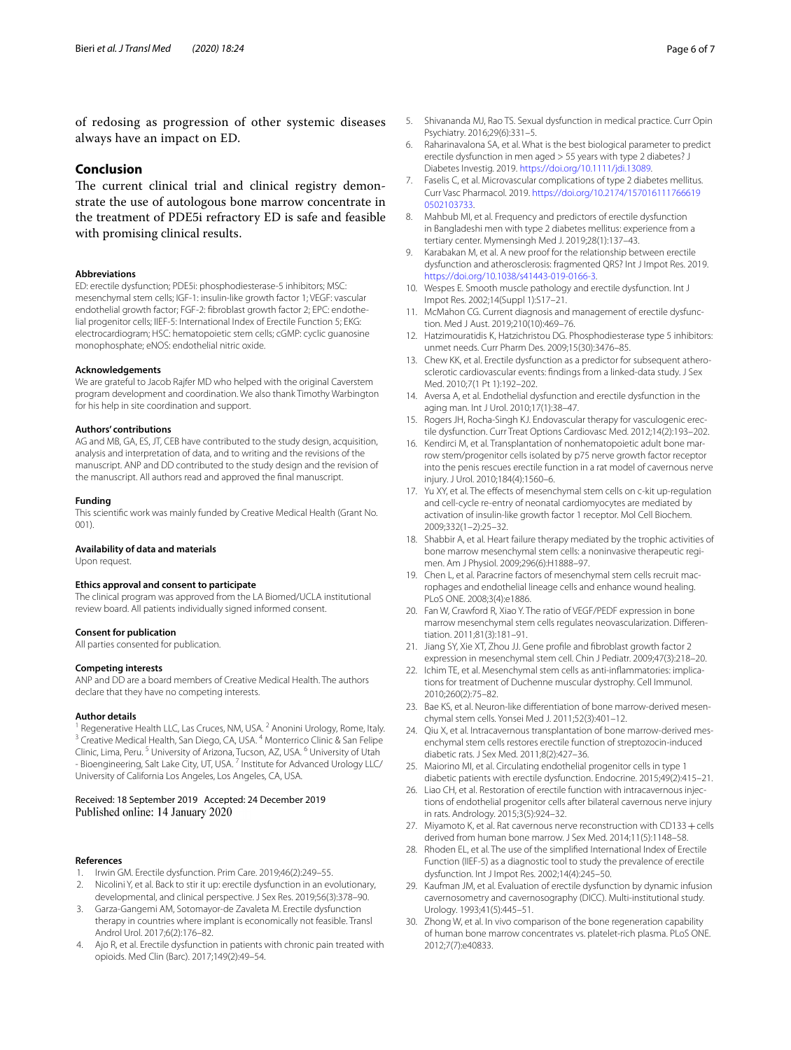of redosing as progression of other systemic diseases always have an impact on ED.

## Conclusion

The current clinical trial and clinical registry demonstrate the use of autologous bone marrow concentrate in the treatment of PDE5i refractory ED is safe and feasible with promising clinical results.

#### Abbreviations

ED: erectile dysfunction; PDE5i: phosphodiesterase-5 inhibitors; MSC: mesenchymal stem cells; IGF-1: insulin-like growth factor 1; VEGF: vascular endothelial growth factor; FGF-2: fibroblast growth factor 2; EPC: endothelial progenitor cells; IIEF-5: International Index of Erectile Function 5; EKG: electrocardiogram; HSC: hematopoietic stem cells; cGMP: cyclic guanosine monophosphate; eNOS: endothelial nitric oxide.

#### Acknowledgements

We are grateful to Jacob Rajfer MD who helped with the original Caverstem program development and coordination. We also thank Timothy Warbington for his help in site coordination and support.

#### Authors' contributions

AG and MB, GA, ES, JT, CEB have contributed to the study design, acquisition, analysis and interpretation of data, and to writing and the revisions of the manuscript. ANP and DD contributed to the study design and the revision of the manuscript. All authors read and approved the final manuscript.

#### Funding

This scientific work was mainly funded by Creative Medical Health (Grant No. 001).

#### Availability of data and materials

Upon request.

#### Ethics approval and consent to participate

The clinical program was approved from the LA Biomed/UCLA institutional review board. All patients individually signed informed consent.

#### Consent for publication

All parties consented for publication.

#### Competing interests

ANP and DD are a board members of Creative Medical Health. The authors declare that they have no competing interests.

#### Author details

[1] Regenerative Health LLC, Las Cruces, NM, USA. [2] Anonini Urology, Rome, Italy. [3] Creative Medical Health, San Diego, CA, USA. [4] Monterrico Clinic & San Felipe Clinic, Lima, Peru. [5] University of Arizona, Tucson, AZ, USA. [6] University of Utah - Bioengineering, Salt Lake City, UT, USA. [7] Institute for Advanced Urology LLC/ University of California Los Angeles, Los Angeles, CA, USA.

Received: 18 September 2019 Accepted: 24 December 2019
Published online: 14 January 2020

#### References

1. Irwin GM. Erectile dysfunction. Prim Care. 2019;46(2):249–55.
2. Nicolini Y, et al. Back to stir it up: erectile dysfunction in an evolutionary, developmental, and clinical perspective. J Sex Res. 2019;56(3):378–90.
3. Garza-Gangemi AM, Sotomayor-de Zavaleta M. Erectile dysfunction therapy in countries where implant is economically not feasible. Transl Androl Urol. 2017;6(2):176–82.
4. Ajo R, et al. Erectile dysfunction in patients with chronic pain treated with opioids. Med Clin (Barc). 2017;149(2):49–54.
5. Shivananda MJ, Rao TS. Sexual dysfunction in medical practice. Curr Opin Psychiatry. 2016;29(6):331–5.
6. Raharinavalona SA, et al. What is the best biological parameter to predict erectile dysfunction in men aged > 55 years with type 2 diabetes? J Diabetes Investig. 2019. https://doi.org/10.1111/jdi.13089.
7. Faselis C, et al. Microvascular complications of type 2 diabetes mellitus. Curr Vasc Pharmacol. 2019. https://doi.org/10.2174/1570161111766619 0502103733.
8. Mahbub MI, et al. Frequency and predictors of erectile dysfunction in Bangladeshi men with type 2 diabetes mellitus: experience from a tertiary center. Mymensingh Med J. 2019;28(1):137–43.
9. Karabakan M, et al. A new proof for the relationship between erectile dysfunction and atherosclerosis: fragmented QRS? Int J Impot Res. 2019. https://doi.org/10.1038/s41443-019-0166-3.
10. Wespes E. Smooth muscle pathology and erectile dysfunction. Int J Impot Res. 2002;14(Suppl 1):S17–21.
11. McMahon CG. Current diagnosis and management of erectile dysfunction. Med J Aust. 2019;210(10):469–76.
12. Hatzimouratidis K, Hatzichristou DG. Phosphodiesterase type 5 inhibitors: unmet needs. Curr Pharm Des. 2009;15(30):3476–85.
13. Chew KK, et al. Erectile dysfunction as a predictor for subsequent atherosclerotic cardiovascular events: findings from a linked-data study. J Sex Med. 2010;7(1 Pt 1):192–202.
14. Aversa A, et al. Endothelial dysfunction and erectile dysfunction in the aging man. Int J Urol. 2010;17(1):38–47.
15. Rogers JH, Rocha-Singh KJ. Endovascular therapy for vasculogenic erectile dysfunction. Curr Treat Options Cardiovasc Med. 2012;14(2):193–202.
16. Kendirci M, et al. Transplantation of nonhematopoietic adult bone marrow stem/progenitor cells isolated by p75 nerve growth factor receptor into the penis rescues erectile function in a rat model of cavernous nerve injury. J Urol. 2010;184(4):1560–6.
17. Yu XY, et al. The effects of mesenchymal stem cells on c-kit up-regulation and cell-cycle re-entry of neonatal cardiomyocytes are mediated by activation of insulin-like growth factor 1 receptor. Mol Cell Biochem. 2009;332(1–2):25–32.
18. Shabbir A, et al. Heart failure therapy mediated by the trophic activities of bone marrow mesenchymal stem cells: a noninvasive therapeutic regimen. Am J Physiol. 2009;296(6):H1888–97.
19. Chen L, et al. Paracrine factors of mesenchymal stem cells recruit macrophages and endothelial lineage cells and enhance wound healing. PLoS ONE. 2008;3(4):e1886.
20. Fan W, Crawford R, Xiao Y. The ratio of VEGF/PEDF expression in bone marrow mesenchymal stem cells regulates neovascularization. Differentiation. 2011;81(3):181–91.
21. Jiang SY, Xie XT, Zhou JJ. Gene profile and fibroblast growth factor 2 expression in mesenchymal stem cell. Chin J Pediatr. 2009;47(3):218–20.
22. Ichim TE, et al. Mesenchymal stem cells as anti-inflammatories: implications for treatment of Duchenne muscular dystrophy. Cell Immunol. 2010;260(2):75–82.
23. Bae KS, et al. Neuron-like differentiation of bone marrow-derived mesenchymal stem cells. Yonsei Med J. 2011;52(3):401–12.
24. Qiu X, et al. Intracavernous transplantation of bone marrow-derived mesenchymal stem cells restores erectile function of streptozocin-induced diabetic rats. J Sex Med. 2011;8(2):427–36.
25. Maiorino MI, et al. Circulating endothelial progenitor cells in type 1 diabetic patients with erectile dysfunction. Endocrine. 2015;49(2):415–21.
26. Liao CH, et al. Restoration of erectile function with intracavernous injections of endothelial progenitor cells after bilateral cavernous nerve injury in rats. Andrology. 2015;3(5):924–32.
27. Miyamoto K, et al. Rat cavernous nerve reconstruction with CD133+cells derived from human bone marrow. J Sex Med. 2014;11(5):1148–58.
28. Rhoden EL, et al. The use of the simplified International Index of Erectile Function (IIEF-5) as a diagnostic tool to study the prevalence of erectile dysfunction. Int J Impot Res. 2002;14(4):245–50.
29. Kaufman JM, et al. Evaluation of erectile dysfunction by dynamic infusion cavernosometry and cavernosography (DICC). Multi-institutional study. Urology. 1993;41(5):445–51.
30. Zhong W, et al. In vivo comparison of the bone regeneration capability of human bone marrow concentrates vs. platelet-rich plasma. PLoS ONE. 2012;7(7):e40833.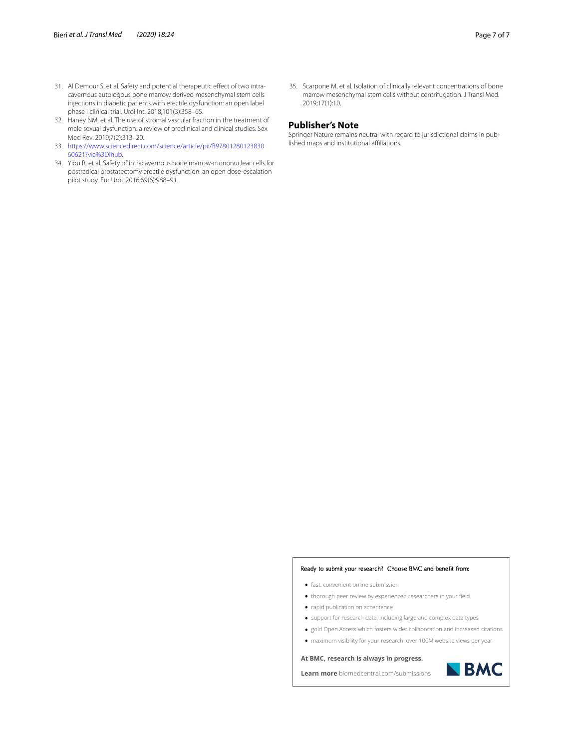31. Al Demour S, et al. Safety and potential therapeutic effect of two intracavernous autologous bone marrow derived mesenchymal stem cells injections in diabetic patients with erectile dysfunction: an open label phase i clinical trial. Urol Int. 2018;101(3):358–65.
32. Haney NM, et al. The use of stromal vascular fraction in the treatment of male sexual dysfunction: a review of preclinical and clinical studies. Sex Med Rev. 2019;7(2):313–20.
33. https://www.sciencedirect.com/science/article/pii/B9780128012383060621?via%3Dihub.
34. Yiou R, et al. Safety of intracavernous bone marrow-mononuclear cells for postradical prostatectomy erectile dysfunction: an open dose-escalation pilot study. Eur Urol. 2016;69(6):988–91.
35. Scarpone M, et al. Isolation of clinically relevant concentrations of bone marrow mesenchymal stem cells without centrifugation. J Transl Med. 2019;17(1):10.

## Publisher's Note

Springer Nature remains neutral with regard to jurisdictional claims in published maps and institutional affiliations.

Ready to submit your research? Choose BMC and benefit from:

- fast, convenient online submission
- thorough peer review by experienced researchers in your field
- rapid publication on acceptance
- support for research data, including large and complex data types
- gold Open Access which fosters wider collaboration and increased citations
- maximum visibility for your research: over 100M website views per year

**At BMC, research is always in progress.**

**Learn more** biomedcentral.com/submissions

BMC